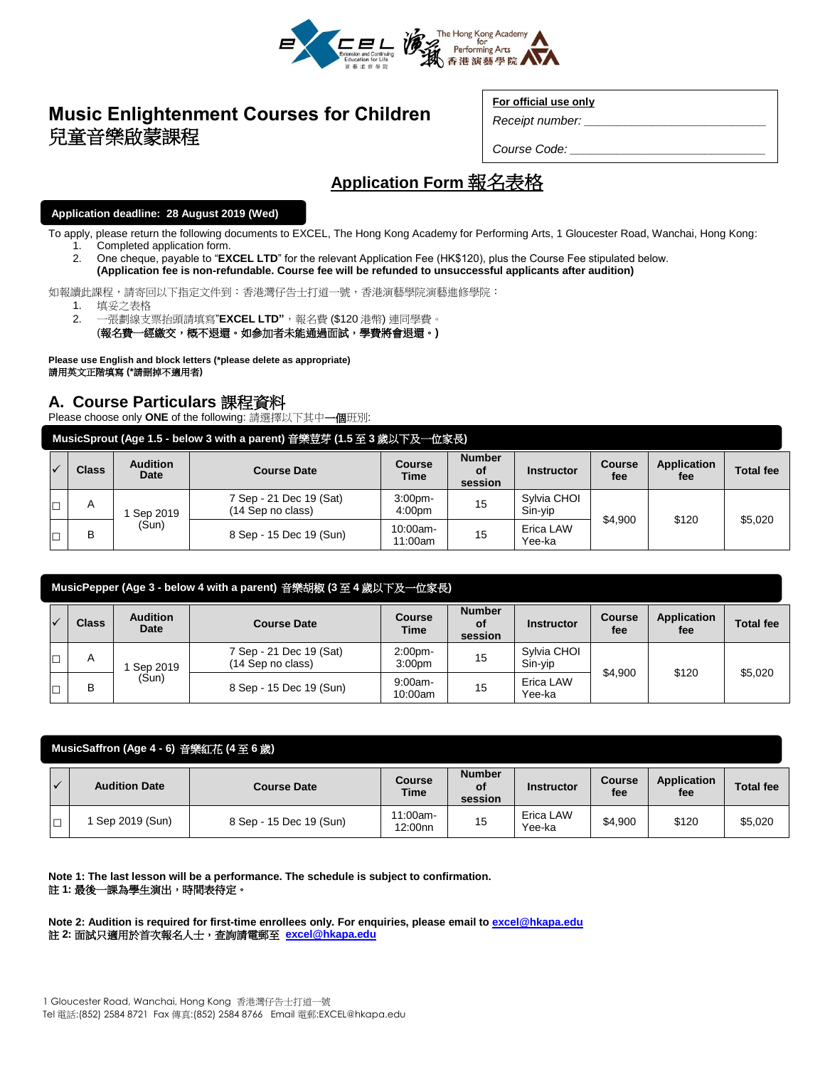# Music Enlightenment Courses for Children
# 兒童音樂啟蒙課程

| For official use only |
|---|
| *Receipt number:* ______________________ |
| *Course Code:* ______________________ |

## Application Form 報名表格

**Application deadline: 28 August 2019 (Wed)**

To apply, please return the following documents to EXCEL, The Hong Kong Academy for Performing Arts, 1 Gloucester Road, Wanchai, Hong Kong:

1. Completed application form.
2. One cheque, payable to "**EXCEL LTD**" for the relevant Application Fee (HK$120), plus the Course Fee stipulated below.
   **(Application fee is non-refundable. Course fee will be refunded to unsuccessful applicants after audition)**

如報讀此課程，請寄回以下指定文件到：香港灣仔告士打道一號，香港演藝學院演藝進修學院：

1. 填妥之表格
2. 一張劃線支票抬頭請填寫"**EXCEL LTD"**，報名費 ($120 港幣) 連同學費。
   **(報名費一經繳交，概不退還。如參加者未能通過面試，學費將會退還。)**

**Please use English and block letters (*please delete as appropriate)**
**請用英文正階填寫 (*請刪掉不適用者)**

## A. Course Particulars 課程資料

Please choose only **ONE** of the following: 請選擇以下其中**一個**班別:

**MusicSprout (Age 1.5 - below 3 with a parent) 音樂荳芽 (1.5 至 3 歲以下及一位家長)**

| ✓ | Class | Audition Date | Course Date | Course Time | Number of session | Instructor | Course fee | Application fee | Total fee |
|---|---|---|---|---|---|---|---|---|---|
| ☐ | A | 1 Sep 2019 (Sun) | 7 Sep - 21 Dec 19 (Sat) (14 Sep no class) | 3:00pm-4:00pm | 15 | Sylvia CHOI Sin-yip | $4,900 | $120 | $5,020 |
| ☐ | B | | 8 Sep - 15 Dec 19 (Sun) | 10:00am-11:00am | 15 | Erica LAW Yee-ka | | | |

**MusicPepper (Age 3 - below 4 with a parent) 音樂胡椒 (3 至 4 歲以下及一位家長)**

| ✓ | Class | Audition Date | Course Date | Course Time | Number of session | Instructor | Course fee | Application fee | Total fee |
|---|---|---|---|---|---|---|---|---|---|
| ☐ | A | 1 Sep 2019 (Sun) | 7 Sep - 21 Dec 19 (Sat) (14 Sep no class) | 2:00pm-3:00pm | 15 | Sylvia CHOI Sin-yip | $4,900 | $120 | $5,020 |
| ☐ | B | | 8 Sep - 15 Dec 19 (Sun) | 9:00am-10:00am | 15 | Erica LAW Yee-ka | | | |

**MusicSaffron (Age 4 - 6) 音樂紅花 (4 至 6 歲)**

| ✓ | Audition Date | Course Date | Course Time | Number of session | Instructor | Course fee | Application fee | Total fee |
|---|---|---|---|---|---|---|---|---|
| ☐ | 1 Sep 2019 (Sun) | 8 Sep - 15 Dec 19 (Sun) | 11:00am-12:00nn | 15 | Erica LAW Yee-ka | $4,900 | $120 | $5,020 |

**Note 1: The last lesson will be a performance. The schedule is subject to confirmation.**
**註 1: 最後一課為學生演出，時間表待定。**

**Note 2: Audition is required for first-time enrollees only. For enquiries, please email to excel@hkapa.edu**
**註 2: 面試只適用於首次報名人士，查詢請電郵至 excel@hkapa.edu**

1 Gloucester Road, Wanchai, Hong Kong 香港灣仔告士打道一號
Tel 電話:(852) 2584 8721 Fax 傳真:(852) 2584 8766 Email 電郵:EXCEL@hkapa.edu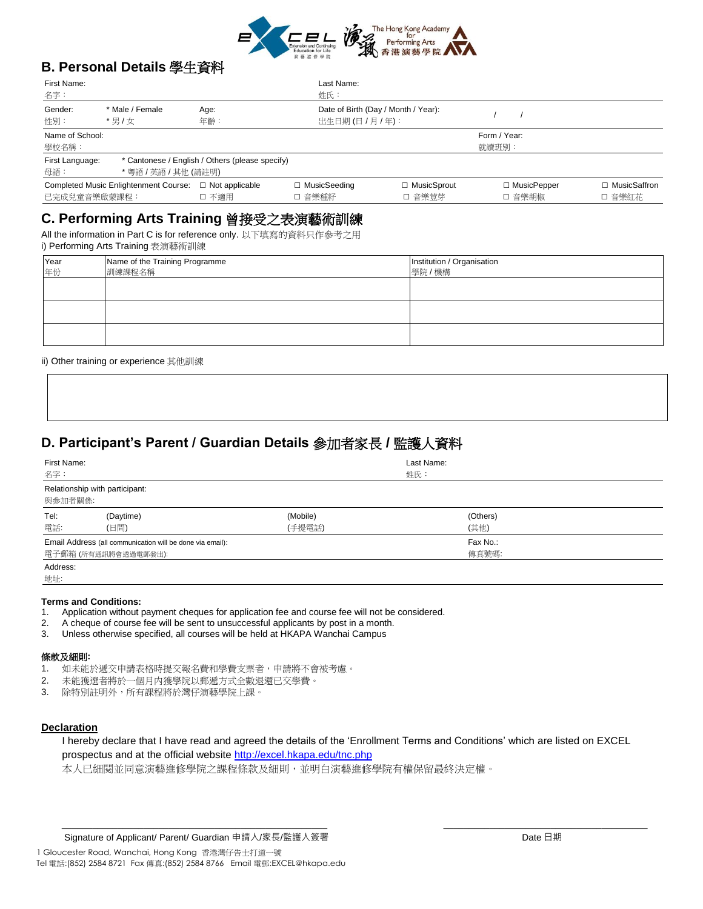## B. Personal Details 學生資料

| | | | | | |
|---|---|---|---|---|---|
| First Name: 名字： | | | Last Name: 姓氏： | | |
| Gender: 性別： | * Male / Female * 男 / 女 | Age: 年齡： | Date of Birth (Day / Month / Year): 出生日期 (日 / 月 / 年)： | / / | |
| Name of School: 學校名稱： | | | | Form / Year: 就讀班別： | |
| First Language: 母語： | * Cantonese / English / Others (please specify) * 粵語 / 英語 / 其他 (請註明) | | | | |
| Completed Music Enlightenment Course: 已完成兒童音樂啟蒙課程： | ☐ Not applicable ☐ 不適用 | ☐ MusicSeeding ☐ 音樂種籽 | ☐ MusicSprout ☐ 音樂豆芽 | ☐ MusicPepper ☐ 音樂胡椒 | ☐ MusicSaffron ☐ 音樂紅花 |

## C. Performing Arts Training 曾接受之表演藝術訓練

All the information in Part C is for reference only. 以下填寫的資料只作參考之用

i) Performing Arts Training 表演藝術訓練

| Year 年份 | Name of the Training Programme 訓練課程名稱 | Institution / Organisation 學院 / 機構 |
|---|---|---|
| | | |
| | | |
| | | |

ii) Other training or experience 其他訓練

## D. Participant's Parent / Guardian Details 參加者家長 / 監護人資料

| | | | |
|---|---|---|---|
| First Name: 名字： | | Last Name: 姓氏： | |
| Relationship with participant: 與參加者關係: | | | |
| Tel: 電話: | (Daytime) (日間) | (Mobile) (手提電話) | (Others) (其他) |
| Email Address (all communication will be done via email): 電子郵箱 (所有通訊將會透過電郵發出): | | | Fax No.: 傳真號碼: |
| Address: 地址: | | | |

**Terms and Conditions:**

1. Application without payment cheques for application fee and course fee will not be considered.
2. A cheque of course fee will be sent to unsuccessful applicants by post in a month.
3. Unless otherwise specified, all courses will be held at HKAPA Wanchai Campus

**條款及細則:**

1. 如未能於遞交申請表格時提交報名費和學費支票者，申請將不會被考慮。
2. 未能獲選者將於一個月內獲學院以郵遞方式全數退還已交學費。
3. 除特別註明外，所有課程將於灣仔演藝學院上課。

**Declaration**

I hereby declare that I have read and agreed the details of the 'Enrollment Terms and Conditions' which are listed on EXCEL prospectus and at the official website http://excel.hkapa.edu/tnc.php

本人已細閱並同意演藝進修學院之課程條款及細則，並明白演藝進修學院有權保留最終決定權。

Signature of Applicant/ Parent/ Guardian 申請人/家長/監護人簽署

Date 日期

1 Gloucester Road, Wanchai, Hong Kong 香港灣仔告士打道一號
Tel 電話:(852) 2584 8721 Fax 傳真:(852) 2584 8766 Email 電郵:EXCEL@hkapa.edu